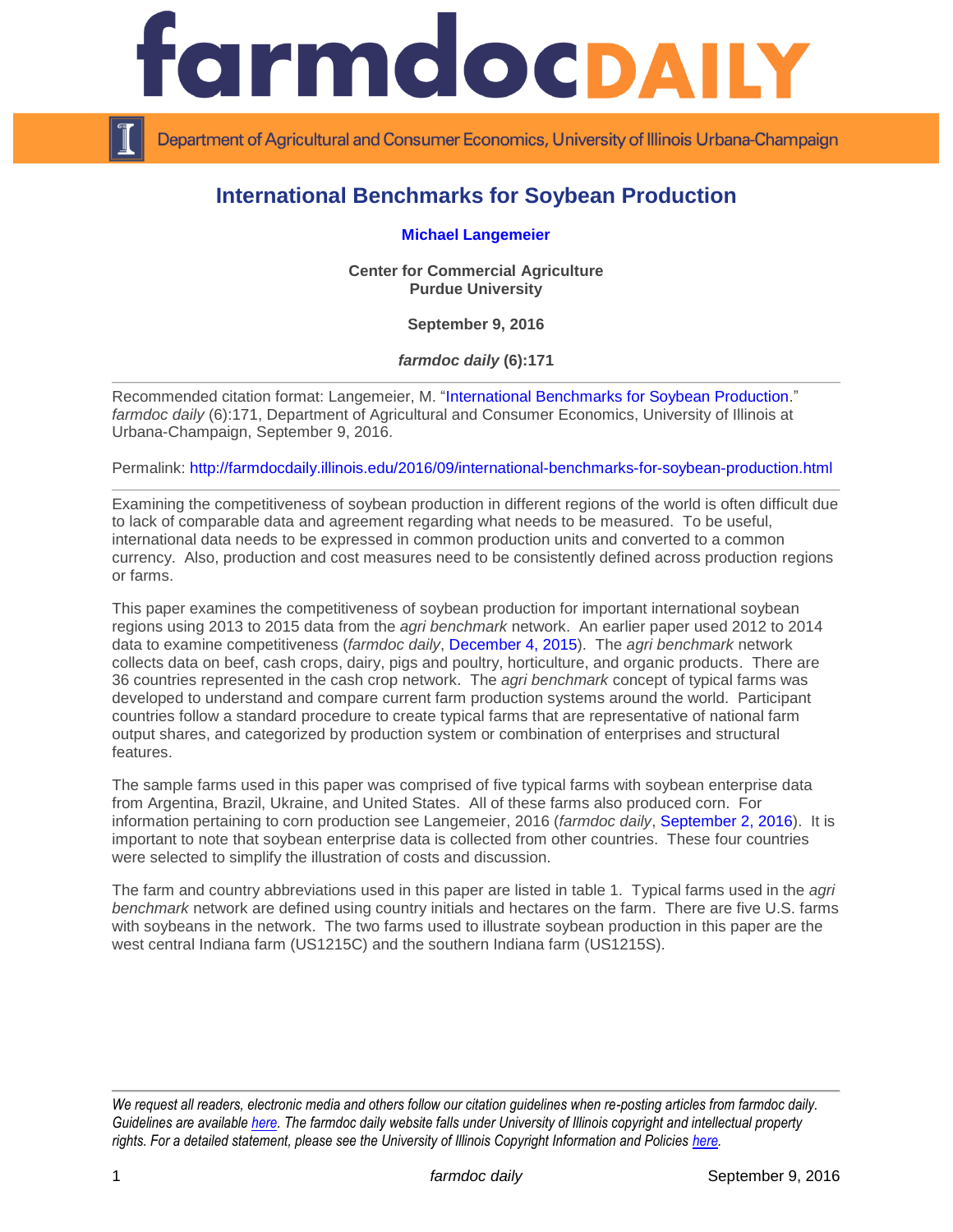# International Benchmarks for Soybean Production

**Michael Langemeier**

**Center for Commercial Agriculture**
**Purdue University**

**September 9, 2016**

***farmdoc daily* (6):171**

Recommended citation format: Langemeier, M. "International Benchmarks for Soybean Production." *farmdoc daily* (6):171, Department of Agricultural and Consumer Economics, University of Illinois at Urbana-Champaign, September 9, 2016.

Permalink: http://farmdocdaily.illinois.edu/2016/09/international-benchmarks-for-soybean-production.html

---

Examining the competitiveness of soybean production in different regions of the world is often difficult due to lack of comparable data and agreement regarding what needs to be measured. To be useful, international data needs to be expressed in common production units and converted to a common currency. Also, production and cost measures need to be consistently defined across production regions or farms.

This paper examines the competitiveness of soybean production for important international soybean regions using 2013 to 2015 data from the *agri benchmark* network. An earlier paper used 2012 to 2014 data to examine competitiveness (*farmdoc daily*, December 4, 2015). The *agri benchmark* network collects data on beef, cash crops, dairy, pigs and poultry, horticulture, and organic products. There are 36 countries represented in the cash crop network. The *agri benchmark* concept of typical farms was developed to understand and compare current farm production systems around the world. Participant countries follow a standard procedure to create typical farms that are representative of national farm output shares, and categorized by production system or combination of enterprises and structural features.

The sample farms used in this paper was comprised of five typical farms with soybean enterprise data from Argentina, Brazil, Ukraine, and United States. All of these farms also produced corn. For information pertaining to corn production see Langemeier, 2016 (*farmdoc daily*, September 2, 2016). It is important to note that soybean enterprise data is collected from other countries. These four countries were selected to simplify the illustration of costs and discussion.

The farm and country abbreviations used in this paper are listed in table 1. Typical farms used in the *agri benchmark* network are defined using country initials and hectares on the farm. There are five U.S. farms with soybeans in the network. The two farms used to illustrate soybean production in this paper are the west central Indiana farm (US1215C) and the southern Indiana farm (US1215S).

*We request all readers, electronic media and others follow our citation guidelines when re-posting articles from farmdoc daily. Guidelines are available here. The farmdoc daily website falls under University of Illinois copyright and intellectual property rights. For a detailed statement, please see the University of Illinois Copyright Information and Policies here.*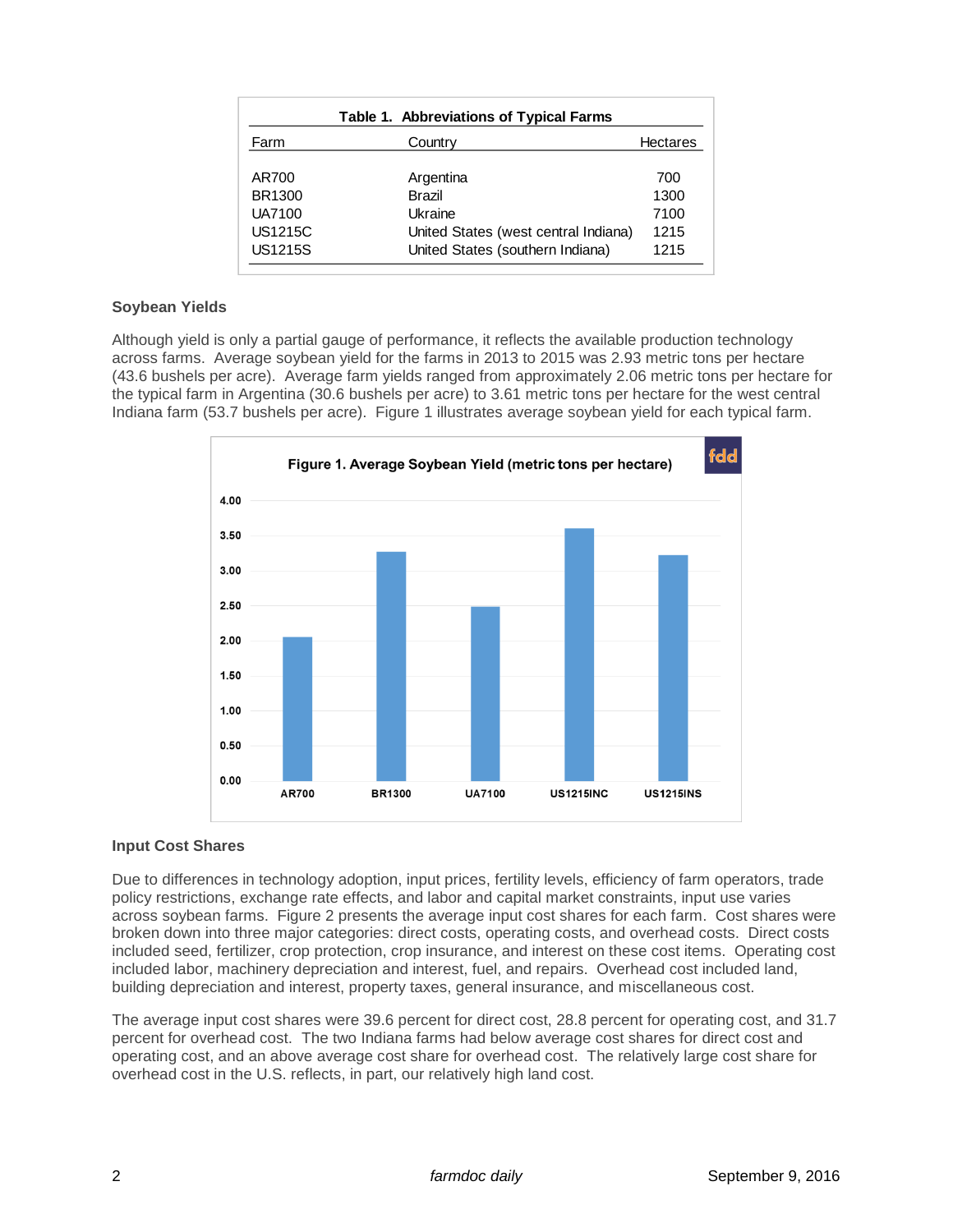**Table 1. Abbreviations of Typical Farms**

| Farm | Country | Hectares |
|---|---|---|
| AR700 | Argentina | 700 |
| BR1300 | Brazil | 1300 |
| UA7100 | Ukraine | 7100 |
| US1215C | United States (west central Indiana) | 1215 |
| US1215S | United States (southern Indiana) | 1215 |

### Soybean Yields

Although yield is only a partial gauge of performance, it reflects the available production technology across farms. Average soybean yield for the farms in 2013 to 2015 was 2.93 metric tons per hectare (43.6 bushels per acre). Average farm yields ranged from approximately 2.06 metric tons per hectare for the typical farm in Argentina (30.6 bushels per acre) to 3.61 metric tons per hectare for the west central Indiana farm (53.7 bushels per acre). Figure 1 illustrates average soybean yield for each typical farm.

**Figure 1. Average Soybean Yield (metric tons per hectare)**

### Input Cost Shares

Due to differences in technology adoption, input prices, fertility levels, efficiency of farm operators, trade policy restrictions, exchange rate effects, and labor and capital market constraints, input use varies across soybean farms. Figure 2 presents the average input cost shares for each farm. Cost shares were broken down into three major categories: direct costs, operating costs, and overhead costs. Direct costs included seed, fertilizer, crop protection, crop insurance, and interest on these cost items. Operating cost included labor, machinery depreciation and interest, fuel, and repairs. Overhead cost included land, building depreciation and interest, property taxes, general insurance, and miscellaneous cost.

The average input cost shares were 39.6 percent for direct cost, 28.8 percent for operating cost, and 31.7 percent for overhead cost. The two Indiana farms had below average cost shares for direct cost and operating cost, and an above average cost share for overhead cost. The relatively large cost share for overhead cost in the U.S. reflects, in part, our relatively high land cost.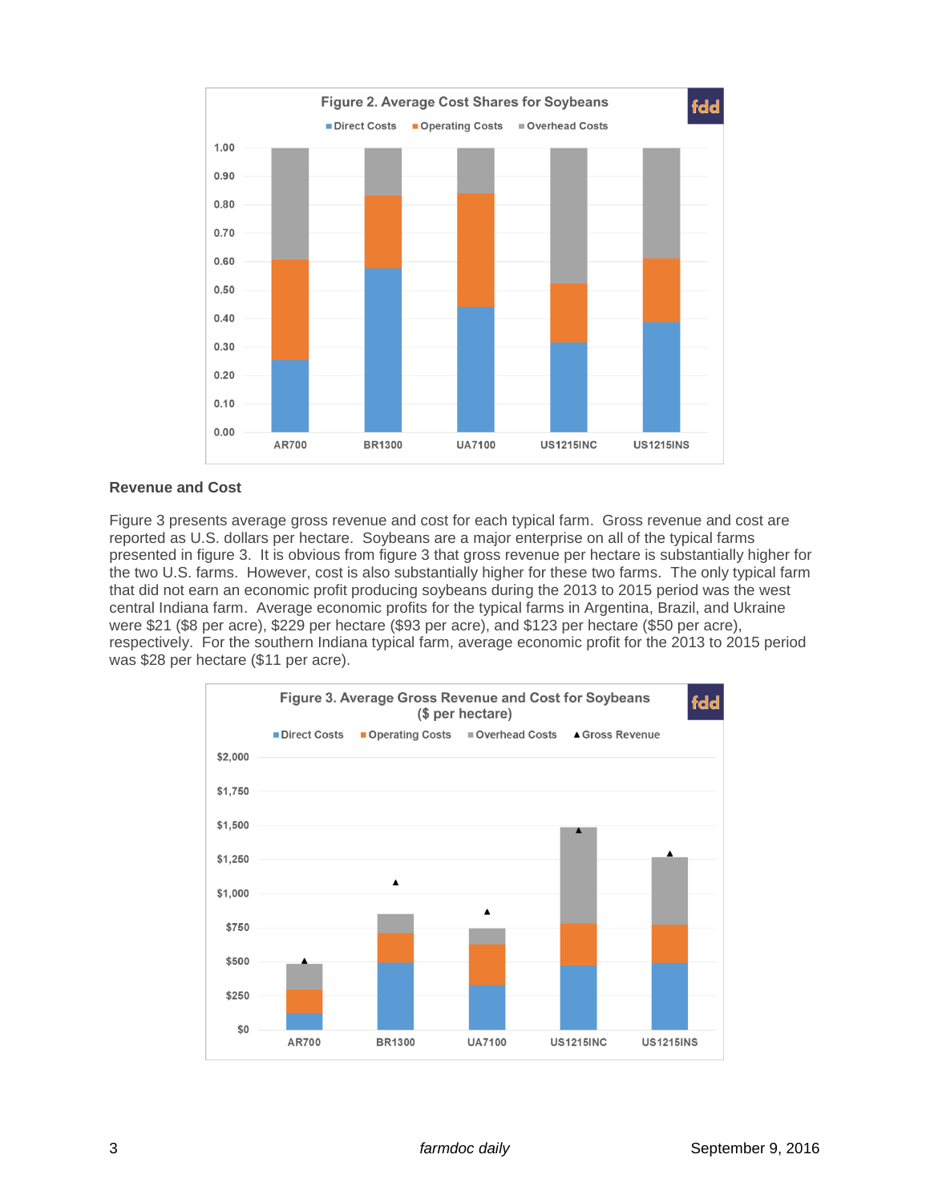Figure 2. Average Cost Shares for Soybeans

## Revenue and Cost

Figure 3 presents average gross revenue and cost for each typical farm. Gross revenue and cost are reported as U.S. dollars per hectare. Soybeans are a major enterprise on all of the typical farms presented in figure 3. It is obvious from figure 3 that gross revenue per hectare is substantially higher for the two U.S. farms. However, cost is also substantially higher for these two farms. The only typical farm that did not earn an economic profit producing soybeans during the 2013 to 2015 period was the west central Indiana farm. Average economic profits for the typical farms in Argentina, Brazil, and Ukraine were $21 ($8 per acre), $229 per hectare ($93 per acre), and $123 per hectare ($50 per acre), respectively. For the southern Indiana typical farm, average economic profit for the 2013 to 2015 period was $28 per hectare ($11 per acre).

Figure 3. Average Gross Revenue and Cost for Soybeans ($ per hectare)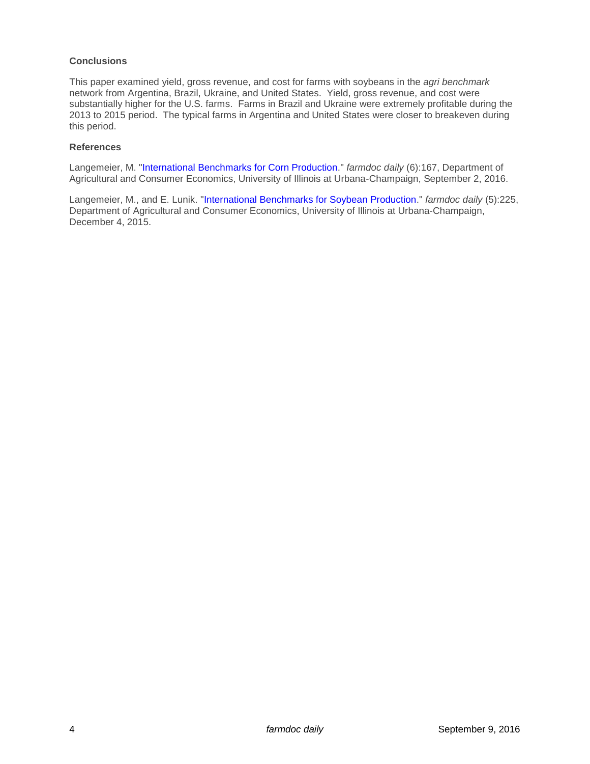## Conclusions

This paper examined yield, gross revenue, and cost for farms with soybeans in the *agri benchmark* network from Argentina, Brazil, Ukraine, and United States. Yield, gross revenue, and cost were substantially higher for the U.S. farms. Farms in Brazil and Ukraine were extremely profitable during the 2013 to 2015 period. The typical farms in Argentina and United States were closer to breakeven during this period.

## References

Langemeier, M. "International Benchmarks for Corn Production." *farmdoc daily* (6):167, Department of Agricultural and Consumer Economics, University of Illinois at Urbana-Champaign, September 2, 2016.

Langemeier, M., and E. Lunik. "International Benchmarks for Soybean Production." *farmdoc daily* (5):225, Department of Agricultural and Consumer Economics, University of Illinois at Urbana-Champaign, December 4, 2015.